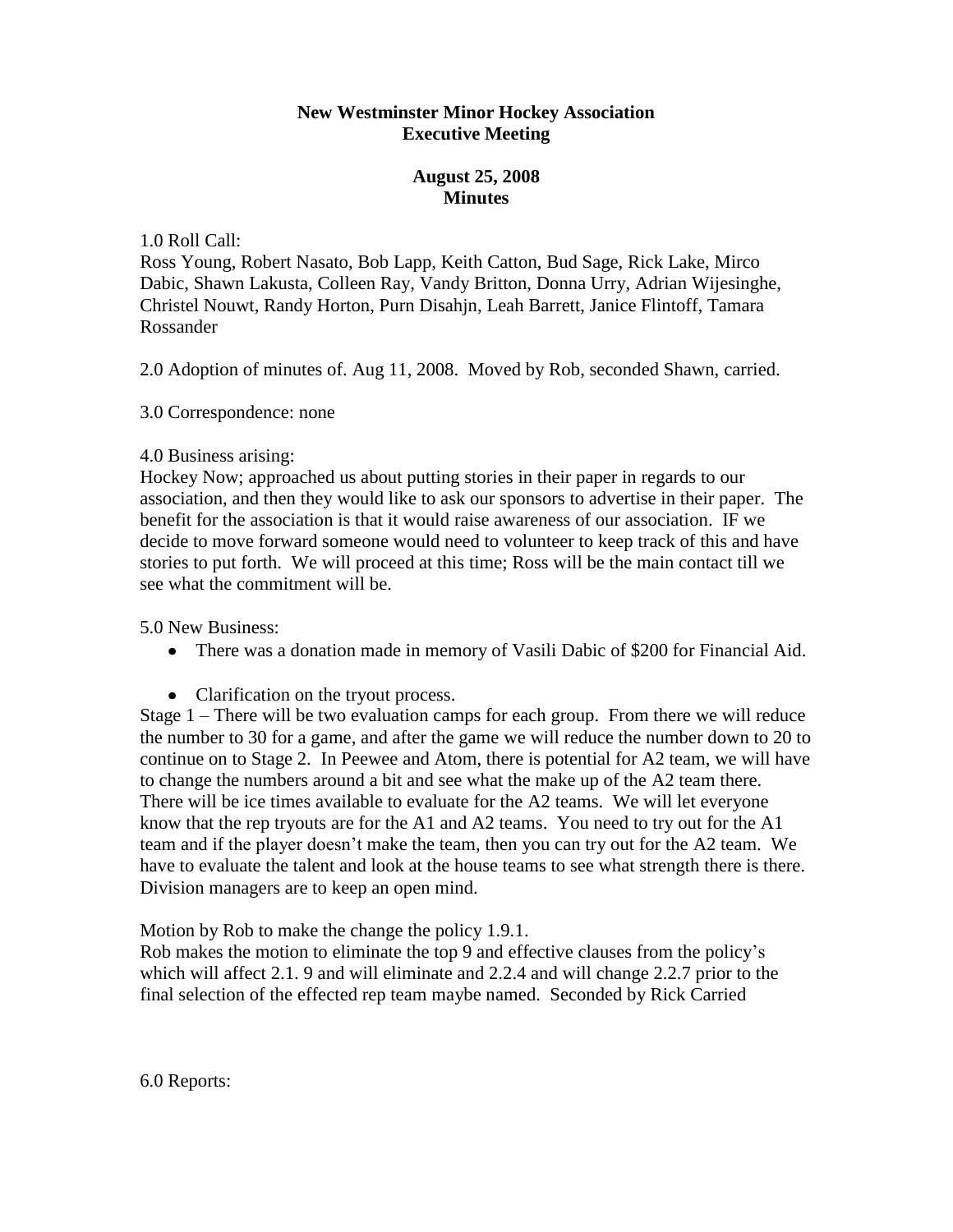**New Westminster Minor Hockey Association**
**Executive Meeting**

**August 25, 2008**
**Minutes**

1.0 Roll Call:
Ross Young, Robert Nasato, Bob Lapp, Keith Catton, Bud Sage, Rick Lake, Mirco Dabic, Shawn Lakusta, Colleen Ray, Vandy Britton, Donna Urry, Adrian Wijesinghe, Christel Nouwt, Randy Horton, Purn Disahjn, Leah Barrett, Janice Flintoff, Tamara Rossander

2.0 Adoption of minutes of. Aug 11, 2008. Moved by Rob, seconded Shawn, carried.

3.0 Correspondence: none

4.0 Business arising:
Hockey Now; approached us about putting stories in their paper in regards to our association, and then they would like to ask our sponsors to advertise in their paper. The benefit for the association is that it would raise awareness of our association. IF we decide to move forward someone would need to volunteer to keep track of this and have stories to put forth. We will proceed at this time; Ross will be the main contact till we see what the commitment will be.

5.0 New Business:

- There was a donation made in memory of Vasili Dabic of $200 for Financial Aid.
- Clarification on the tryout process.

Stage 1 – There will be two evaluation camps for each group. From there we will reduce the number to 30 for a game, and after the game we will reduce the number down to 20 to continue on to Stage 2. In Peewee and Atom, there is potential for A2 team, we will have to change the numbers around a bit and see what the make up of the A2 team there. There will be ice times available to evaluate for the A2 teams. We will let everyone know that the rep tryouts are for the A1 and A2 teams. You need to try out for the A1 team and if the player doesn't make the team, then you can try out for the A2 team. We have to evaluate the talent and look at the house teams to see what strength there is there. Division managers are to keep an open mind.

Motion by Rob to make the change the policy 1.9.1.
Rob makes the motion to eliminate the top 9 and effective clauses from the policy's which will affect 2.1. 9 and will eliminate and 2.2.4 and will change 2.2.7 prior to the final selection of the effected rep team maybe named. Seconded by Rick Carried

6.0 Reports: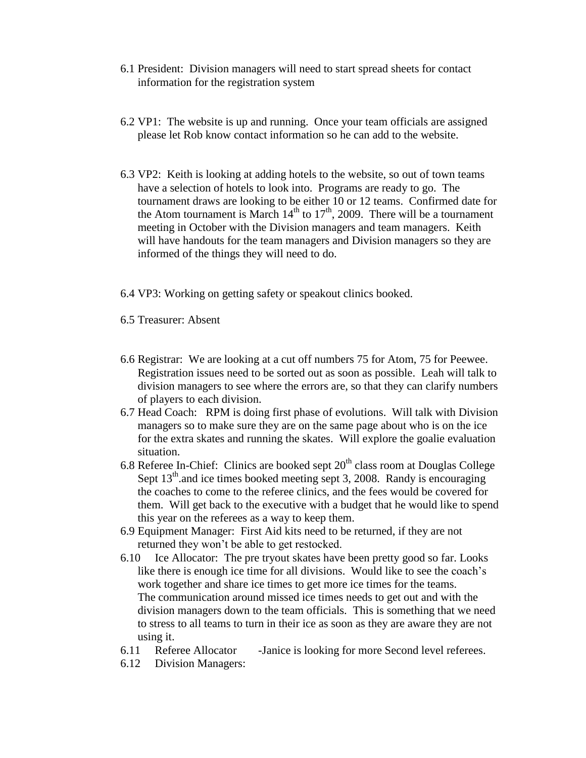6.1 President: Division managers will need to start spread sheets for contact information for the registration system

6.2 VP1: The website is up and running. Once your team officials are assigned please let Rob know contact information so he can add to the website.

6.3 VP2: Keith is looking at adding hotels to the website, so out of town teams have a selection of hotels to look into. Programs are ready to go. The tournament draws are looking to be either 10 or 12 teams. Confirmed date for the Atom tournament is March $14^{th}$ to $17^{th}$, 2009. There will be a tournament meeting in October with the Division managers and team managers. Keith will have handouts for the team managers and Division managers so they are informed of the things they will need to do.

6.4 VP3: Working on getting safety or speakout clinics booked.

6.5 Treasurer: Absent

6.6 Registrar: We are looking at a cut off numbers 75 for Atom, 75 for Peewee. Registration issues need to be sorted out as soon as possible. Leah will talk to division managers to see where the errors are, so that they can clarify numbers of players to each division.

6.7 Head Coach: RPM is doing first phase of evolutions. Will talk with Division managers so to make sure they are on the same page about who is on the ice for the extra skates and running the skates. Will explore the goalie evaluation situation.

6.8 Referee In-Chief: Clinics are booked sept $20^{th}$ class room at Douglas College Sept $13^{th}$.and ice times booked meeting sept 3, 2008. Randy is encouraging the coaches to come to the referee clinics, and the fees would be covered for them. Will get back to the executive with a budget that he would like to spend this year on the referees as a way to keep them.

6.9 Equipment Manager: First Aid kits need to be returned, if they are not returned they won't be able to get restocked.

6.10 Ice Allocator: The pre tryout skates have been pretty good so far. Looks like there is enough ice time for all divisions. Would like to see the coach's work together and share ice times to get more ice times for the teams. The communication around missed ice times needs to get out and with the division managers down to the team officials. This is something that we need to stress to all teams to turn in their ice as soon as they are aware they are not using it.

6.11 Referee Allocator -Janice is looking for more Second level referees.

6.12 Division Managers: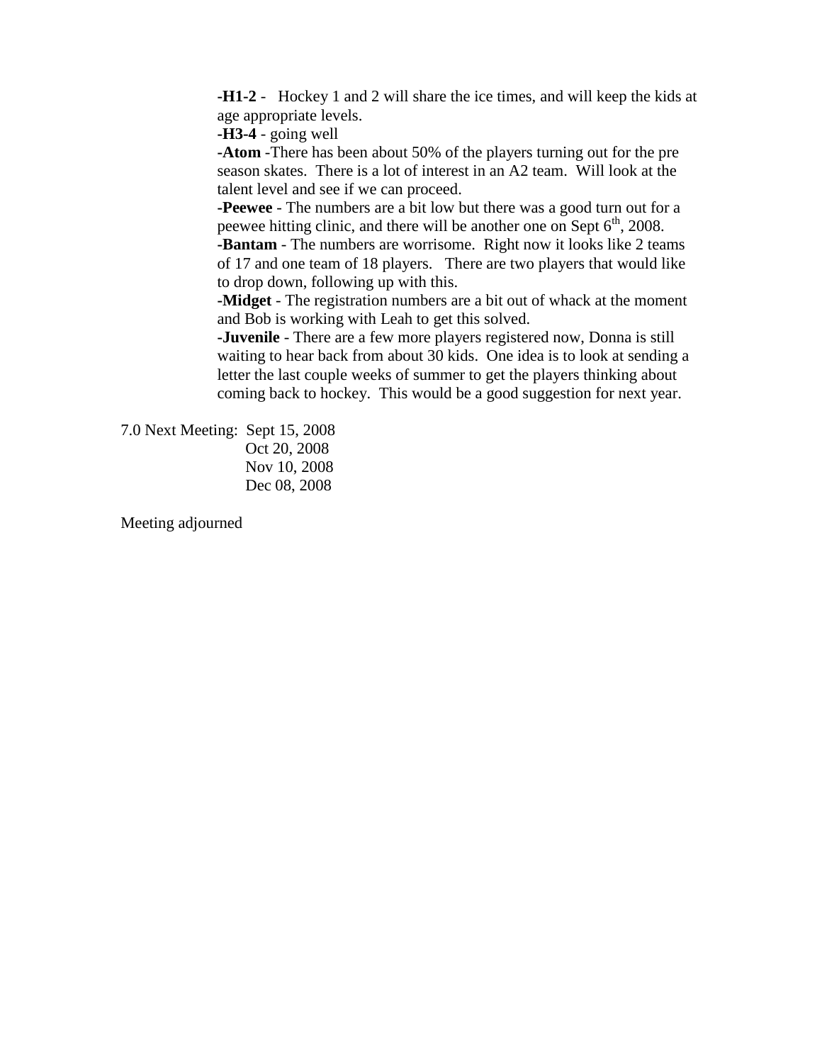**-H1-2** - Hockey 1 and 2 will share the ice times, and will keep the kids at age appropriate levels.
**-H3-4** - going well
**-Atom** -There has been about 50% of the players turning out for the pre season skates. There is a lot of interest in an A2 team. Will look at the talent level and see if we can proceed.
-**Peewee** - The numbers are a bit low but there was a good turn out for a peewee hitting clinic, and there will be another one on Sept 6th, 2008.
**-Bantam** - The numbers are worrisome. Right now it looks like 2 teams of 17 and one team of 18 players. There are two players that would like to drop down, following up with this.
**-Midget** - The registration numbers are a bit out of whack at the moment and Bob is working with Leah to get this solved.
**-Juvenile** - There are a few more players registered now, Donna is still waiting to hear back from about 30 kids. One idea is to look at sending a letter the last couple weeks of summer to get the players thinking about coming back to hockey. This would be a good suggestion for next year.

7.0 Next Meeting: Sept 15, 2008
Oct 20, 2008
Nov 10, 2008
Dec 08, 2008

Meeting adjourned